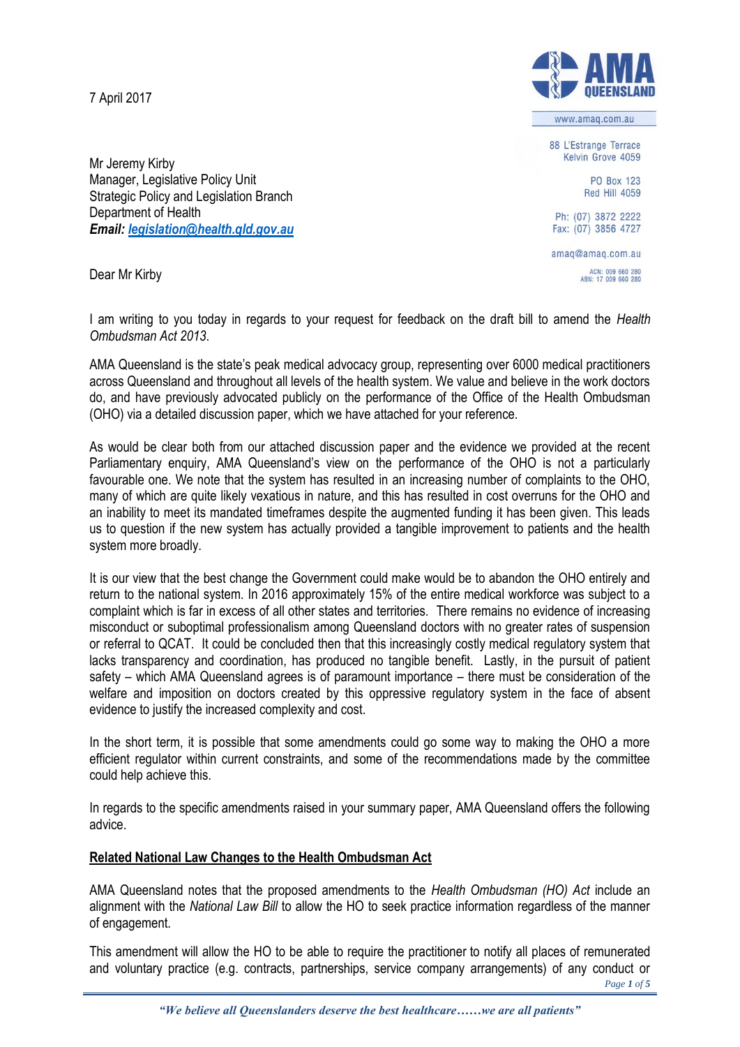7 April 2017

www.amaq.com.au

88 L'Estrange Terrace
Kelvin Grove 4059

PO Box 123
Red Hill 4059

Ph: (07) 3872 2222
Fax: (07) 3856 4727

amaq@amaq.com.au

ACN: 009 660 280
ABN: 17 009 660 280

Mr Jeremy Kirby
Manager, Legislative Policy Unit
Strategic Policy and Legislation Branch
Department of Health
***Email:*** [***legislation@health.qld.gov.au***](mailto:legislation@health.qld.gov.au)

Dear Mr Kirby

I am writing to you today in regards to your request for feedback on the draft bill to amend the *Health Ombudsman Act 2013*.

AMA Queensland is the state's peak medical advocacy group, representing over 6000 medical practitioners across Queensland and throughout all levels of the health system. We value and believe in the work doctors do, and have previously advocated publicly on the performance of the Office of the Health Ombudsman (OHO) via a detailed discussion paper, which we have attached for your reference.

As would be clear both from our attached discussion paper and the evidence we provided at the recent Parliamentary enquiry, AMA Queensland's view on the performance of the OHO is not a particularly favourable one. We note that the system has resulted in an increasing number of complaints to the OHO, many of which are quite likely vexatious in nature, and this has resulted in cost overruns for the OHO and an inability to meet its mandated timeframes despite the augmented funding it has been given. This leads us to question if the new system has actually provided a tangible improvement to patients and the health system more broadly.

It is our view that the best change the Government could make would be to abandon the OHO entirely and return to the national system. In 2016 approximately 15% of the entire medical workforce was subject to a complaint which is far in excess of all other states and territories. There remains no evidence of increasing misconduct or suboptimal professionalism among Queensland doctors with no greater rates of suspension or referral to QCAT. It could be concluded then that this increasingly costly medical regulatory system that lacks transparency and coordination, has produced no tangible benefit. Lastly, in the pursuit of patient safety – which AMA Queensland agrees is of paramount importance – there must be consideration of the welfare and imposition on doctors created by this oppressive regulatory system in the face of absent evidence to justify the increased complexity and cost.

In the short term, it is possible that some amendments could go some way to making the OHO a more efficient regulator within current constraints, and some of the recommendations made by the committee could help achieve this.

In regards to the specific amendments raised in your summary paper, AMA Queensland offers the following advice.

**<u>Related National Law Changes to the Health Ombudsman Act</u>**

AMA Queensland notes that the proposed amendments to the *Health Ombudsman (HO) Act* include an alignment with the *National Law Bill* to allow the HO to seek practice information regardless of the manner of engagement.

This amendment will allow the HO to be able to require the practitioner to notify all places of remunerated and voluntary practice (e.g. contracts, partnerships, service company arrangements) of any conduct or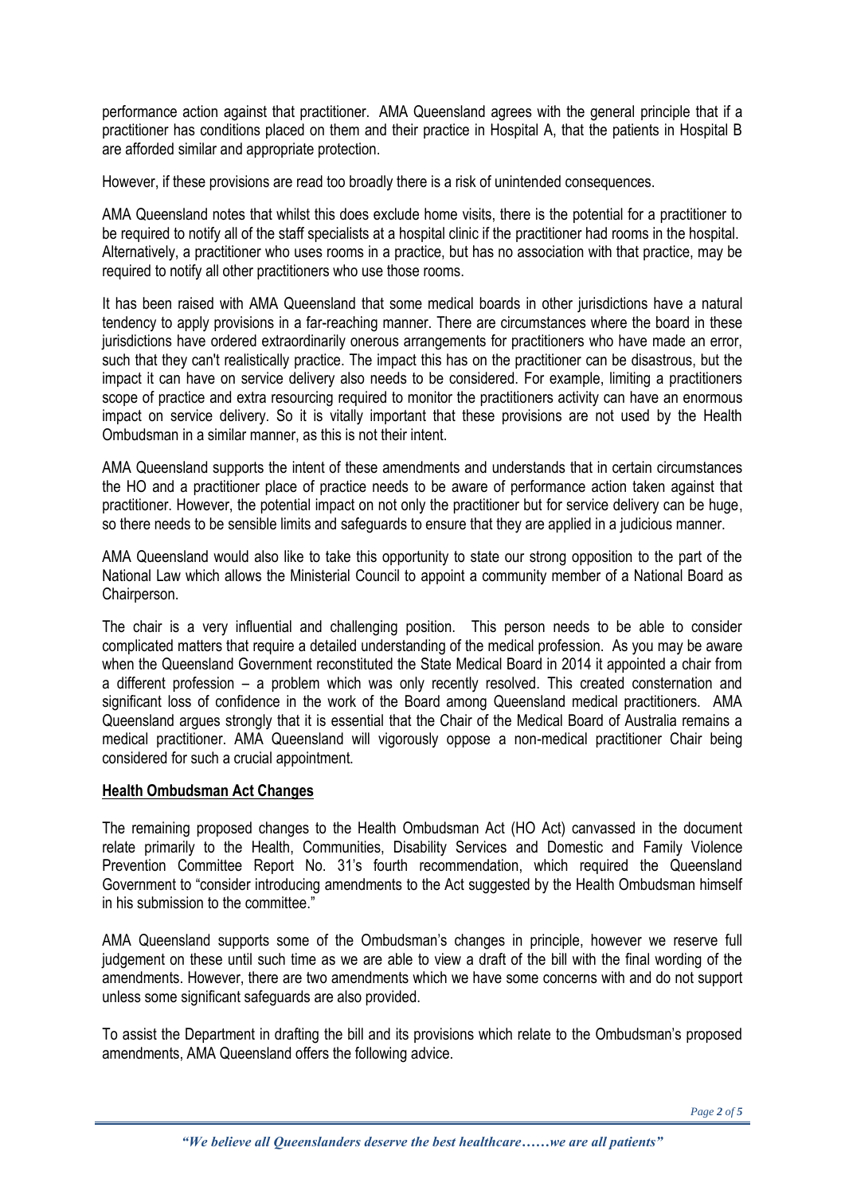performance action against that practitioner. AMA Queensland agrees with the general principle that if a practitioner has conditions placed on them and their practice in Hospital A, that the patients in Hospital B are afforded similar and appropriate protection.

However, if these provisions are read too broadly there is a risk of unintended consequences.

AMA Queensland notes that whilst this does exclude home visits, there is the potential for a practitioner to be required to notify all of the staff specialists at a hospital clinic if the practitioner had rooms in the hospital. Alternatively, a practitioner who uses rooms in a practice, but has no association with that practice, may be required to notify all other practitioners who use those rooms.

It has been raised with AMA Queensland that some medical boards in other jurisdictions have a natural tendency to apply provisions in a far-reaching manner. There are circumstances where the board in these jurisdictions have ordered extraordinarily onerous arrangements for practitioners who have made an error, such that they can't realistically practice. The impact this has on the practitioner can be disastrous, but the impact it can have on service delivery also needs to be considered. For example, limiting a practitioners scope of practice and extra resourcing required to monitor the practitioners activity can have an enormous impact on service delivery. So it is vitally important that these provisions are not used by the Health Ombudsman in a similar manner, as this is not their intent.

AMA Queensland supports the intent of these amendments and understands that in certain circumstances the HO and a practitioner place of practice needs to be aware of performance action taken against that practitioner. However, the potential impact on not only the practitioner but for service delivery can be huge, so there needs to be sensible limits and safeguards to ensure that they are applied in a judicious manner.

AMA Queensland would also like to take this opportunity to state our strong opposition to the part of the National Law which allows the Ministerial Council to appoint a community member of a National Board as Chairperson.

The chair is a very influential and challenging position. This person needs to be able to consider complicated matters that require a detailed understanding of the medical profession. As you may be aware when the Queensland Government reconstituted the State Medical Board in 2014 it appointed a chair from a different profession – a problem which was only recently resolved. This created consternation and significant loss of confidence in the work of the Board among Queensland medical practitioners. AMA Queensland argues strongly that it is essential that the Chair of the Medical Board of Australia remains a medical practitioner. AMA Queensland will vigorously oppose a non-medical practitioner Chair being considered for such a crucial appointment.

## Health Ombudsman Act Changes

The remaining proposed changes to the Health Ombudsman Act (HO Act) canvassed in the document relate primarily to the Health, Communities, Disability Services and Domestic and Family Violence Prevention Committee Report No. 31's fourth recommendation, which required the Queensland Government to "consider introducing amendments to the Act suggested by the Health Ombudsman himself in his submission to the committee."

AMA Queensland supports some of the Ombudsman's changes in principle, however we reserve full judgement on these until such time as we are able to view a draft of the bill with the final wording of the amendments. However, there are two amendments which we have some concerns with and do not support unless some significant safeguards are also provided.

To assist the Department in drafting the bill and its provisions which relate to the Ombudsman's proposed amendments, AMA Queensland offers the following advice.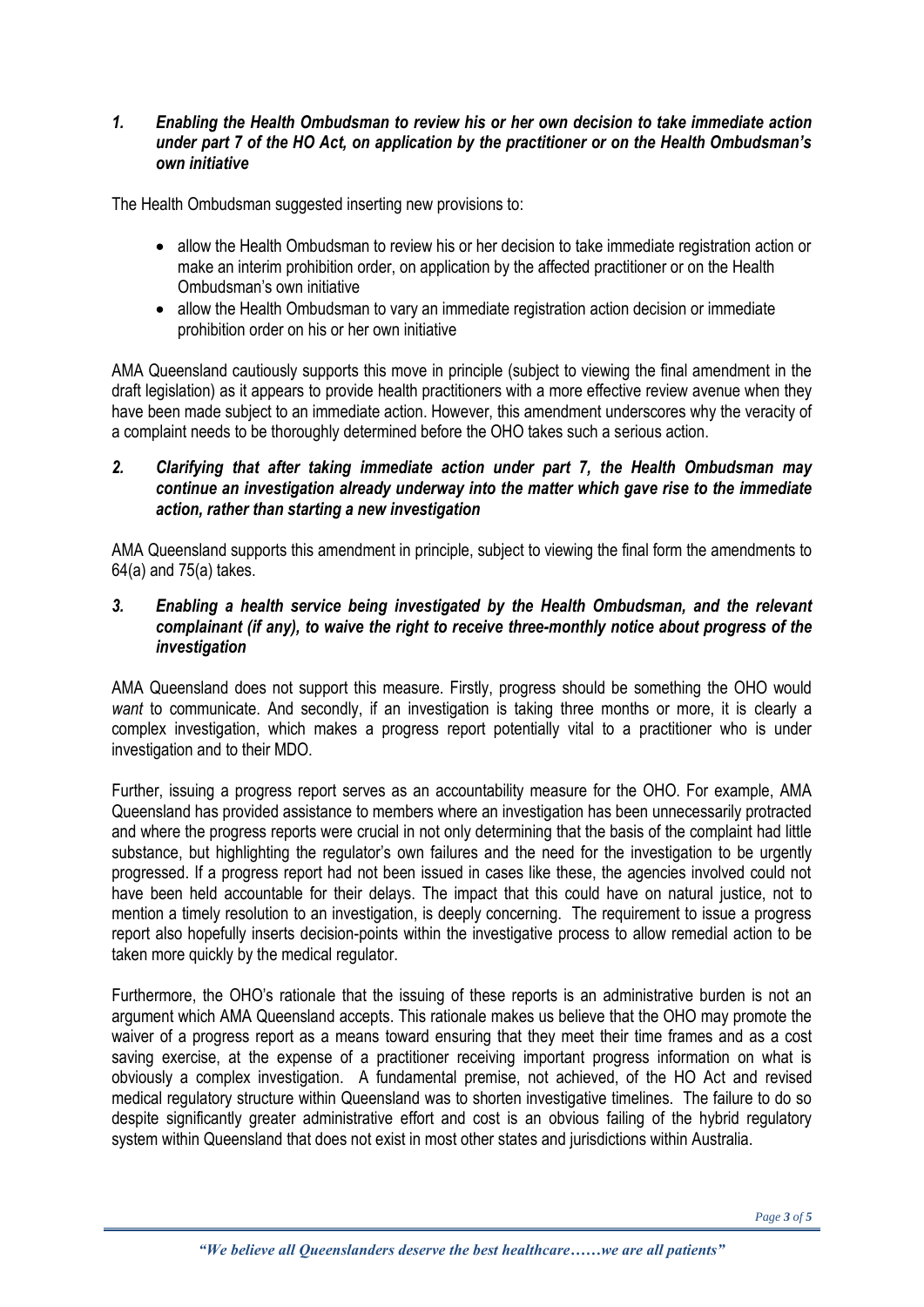### *1. Enabling the Health Ombudsman to review his or her own decision to take immediate action under part 7 of the HO Act, on application by the practitioner or on the Health Ombudsman's own initiative*

The Health Ombudsman suggested inserting new provisions to:

- allow the Health Ombudsman to review his or her decision to take immediate registration action or make an interim prohibition order, on application by the affected practitioner or on the Health Ombudsman's own initiative
- allow the Health Ombudsman to vary an immediate registration action decision or immediate prohibition order on his or her own initiative

AMA Queensland cautiously supports this move in principle (subject to viewing the final amendment in the draft legislation) as it appears to provide health practitioners with a more effective review avenue when they have been made subject to an immediate action. However, this amendment underscores why the veracity of a complaint needs to be thoroughly determined before the OHO takes such a serious action.

### *2. Clarifying that after taking immediate action under part 7, the Health Ombudsman may continue an investigation already underway into the matter which gave rise to the immediate action, rather than starting a new investigation*

AMA Queensland supports this amendment in principle, subject to viewing the final form the amendments to 64(a) and 75(a) takes.

### *3. Enabling a health service being investigated by the Health Ombudsman, and the relevant complainant (if any), to waive the right to receive three-monthly notice about progress of the investigation*

AMA Queensland does not support this measure. Firstly, progress should be something the OHO would *want* to communicate. And secondly, if an investigation is taking three months or more, it is clearly a complex investigation, which makes a progress report potentially vital to a practitioner who is under investigation and to their MDO.

Further, issuing a progress report serves as an accountability measure for the OHO. For example, AMA Queensland has provided assistance to members where an investigation has been unnecessarily protracted and where the progress reports were crucial in not only determining that the basis of the complaint had little substance, but highlighting the regulator's own failures and the need for the investigation to be urgently progressed. If a progress report had not been issued in cases like these, the agencies involved could not have been held accountable for their delays. The impact that this could have on natural justice, not to mention a timely resolution to an investigation, is deeply concerning. The requirement to issue a progress report also hopefully inserts decision-points within the investigative process to allow remedial action to be taken more quickly by the medical regulator.

Furthermore, the OHO's rationale that the issuing of these reports is an administrative burden is not an argument which AMA Queensland accepts. This rationale makes us believe that the OHO may promote the waiver of a progress report as a means toward ensuring that they meet their time frames and as a cost saving exercise, at the expense of a practitioner receiving important progress information on what is obviously a complex investigation. A fundamental premise, not achieved, of the HO Act and revised medical regulatory structure within Queensland was to shorten investigative timelines. The failure to do so despite significantly greater administrative effort and cost is an obvious failing of the hybrid regulatory system within Queensland that does not exist in most other states and jurisdictions within Australia.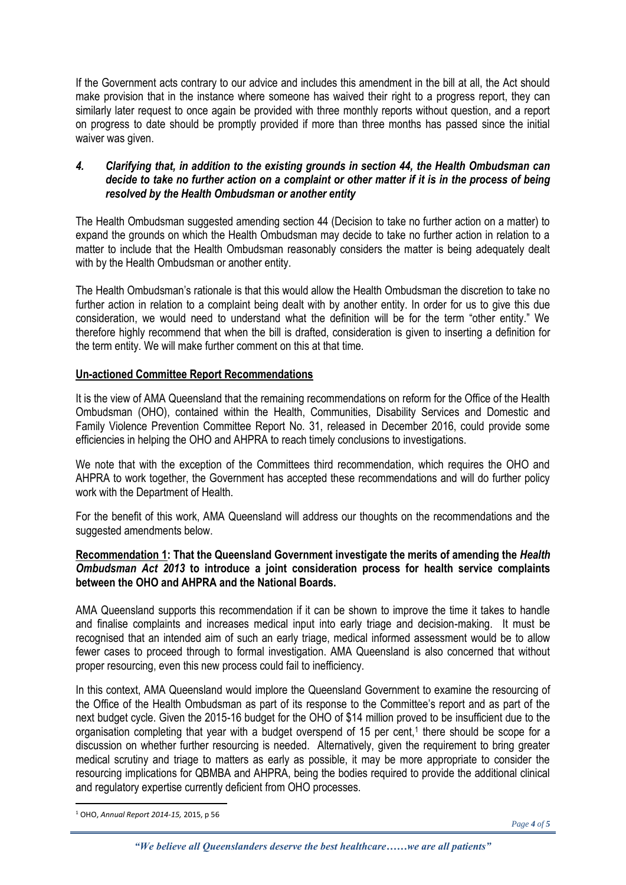If the Government acts contrary to our advice and includes this amendment in the bill at all, the Act should make provision that in the instance where someone has waived their right to a progress report, they can similarly later request to once again be provided with three monthly reports without question, and a report on progress to date should be promptly provided if more than three months has passed since the initial waiver was given.

### *4. Clarifying that, in addition to the existing grounds in section 44, the Health Ombudsman can decide to take no further action on a complaint or other matter if it is in the process of being resolved by the Health Ombudsman or another entity*

The Health Ombudsman suggested amending section 44 (Decision to take no further action on a matter) to expand the grounds on which the Health Ombudsman may decide to take no further action in relation to a matter to include that the Health Ombudsman reasonably considers the matter is being adequately dealt with by the Health Ombudsman or another entity.

The Health Ombudsman's rationale is that this would allow the Health Ombudsman the discretion to take no further action in relation to a complaint being dealt with by another entity. In order for us to give this due consideration, we would need to understand what the definition will be for the term "other entity." We therefore highly recommend that when the bill is drafted, consideration is given to inserting a definition for the term entity. We will make further comment on this at that time.

**Un-actioned Committee Report Recommendations**

It is the view of AMA Queensland that the remaining recommendations on reform for the Office of the Health Ombudsman (OHO), contained within the Health, Communities, Disability Services and Domestic and Family Violence Prevention Committee Report No. 31, released in December 2016, could provide some efficiencies in helping the OHO and AHPRA to reach timely conclusions to investigations.

We note that with the exception of the Committees third recommendation, which requires the OHO and AHPRA to work together, the Government has accepted these recommendations and will do further policy work with the Department of Health.

For the benefit of this work, AMA Queensland will address our thoughts on the recommendations and the suggested amendments below.

**Recommendation 1: That the Queensland Government investigate the merits of amending the *Health Ombudsman Act 2013* to introduce a joint consideration process for health service complaints between the OHO and AHPRA and the National Boards.**

AMA Queensland supports this recommendation if it can be shown to improve the time it takes to handle and finalise complaints and increases medical input into early triage and decision-making. It must be recognised that an intended aim of such an early triage, medical informed assessment would be to allow fewer cases to proceed through to formal investigation. AMA Queensland is also concerned that without proper resourcing, even this new process could fail to inefficiency.

In this context, AMA Queensland would implore the Queensland Government to examine the resourcing of the Office of the Health Ombudsman as part of its response to the Committee's report and as part of the next budget cycle. Given the 2015-16 budget for the OHO of $14 million proved to be insufficient due to the organisation completing that year with a budget overspend of 15 per cent,[1] there should be scope for a discussion on whether further resourcing is needed. Alternatively, given the requirement to bring greater medical scrutiny and triage to matters as early as possible, it may be more appropriate to consider the resourcing implications for QBMBA and AHPRA, being the bodies required to provide the additional clinical and regulatory expertise currently deficient from OHO processes.

[1] OHO, *Annual Report 2014-15,* 2015, p 56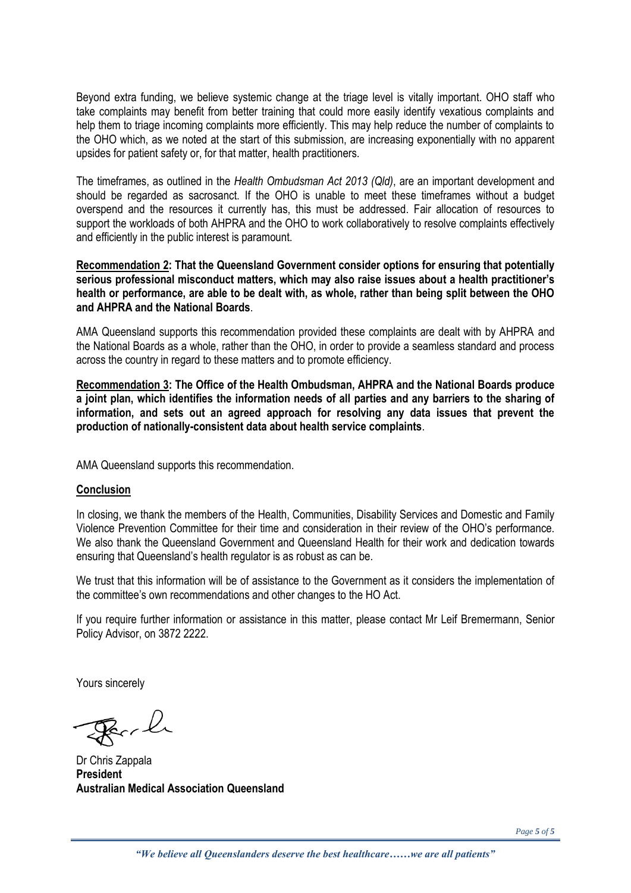Beyond extra funding, we believe systemic change at the triage level is vitally important. OHO staff who take complaints may benefit from better training that could more easily identify vexatious complaints and help them to triage incoming complaints more efficiently. This may help reduce the number of complaints to the OHO which, as we noted at the start of this submission, are increasing exponentially with no apparent upsides for patient safety or, for that matter, health practitioners.

The timeframes, as outlined in the *Health Ombudsman Act 2013 (Qld)*, are an important development and should be regarded as sacrosanct. If the OHO is unable to meet these timeframes without a budget overspend and the resources it currently has, this must be addressed. Fair allocation of resources to support the workloads of both AHPRA and the OHO to work collaboratively to resolve complaints effectively and efficiently in the public interest is paramount.

**<u>Recommendation 2</u>: That the Queensland Government consider options for ensuring that potentially serious professional misconduct matters, which may also raise issues about a health practitioner's health or performance, are able to be dealt with, as whole, rather than being split between the OHO and AHPRA and the National Boards**.

AMA Queensland supports this recommendation provided these complaints are dealt with by AHPRA and the National Boards as a whole, rather than the OHO, in order to provide a seamless standard and process across the country in regard to these matters and to promote efficiency.

**<u>Recommendation 3</u>: The Office of the Health Ombudsman, AHPRA and the National Boards produce a joint plan, which identifies the information needs of all parties and any barriers to the sharing of information, and sets out an agreed approach for resolving any data issues that prevent the production of nationally-consistent data about health service complaints**.

AMA Queensland supports this recommendation.

**<u>Conclusion</u>**

In closing, we thank the members of the Health, Communities, Disability Services and Domestic and Family Violence Prevention Committee for their time and consideration in their review of the OHO's performance. We also thank the Queensland Government and Queensland Health for their work and dedication towards ensuring that Queensland's health regulator is as robust as can be.

We trust that this information will be of assistance to the Government as it considers the implementation of the committee's own recommendations and other changes to the HO Act.

If you require further information or assistance in this matter, please contact Mr Leif Bremermann, Senior Policy Advisor, on 3872 2222.

Yours sincerely

Dr Chris Zappala
**President**
**Australian Medical Association Queensland**